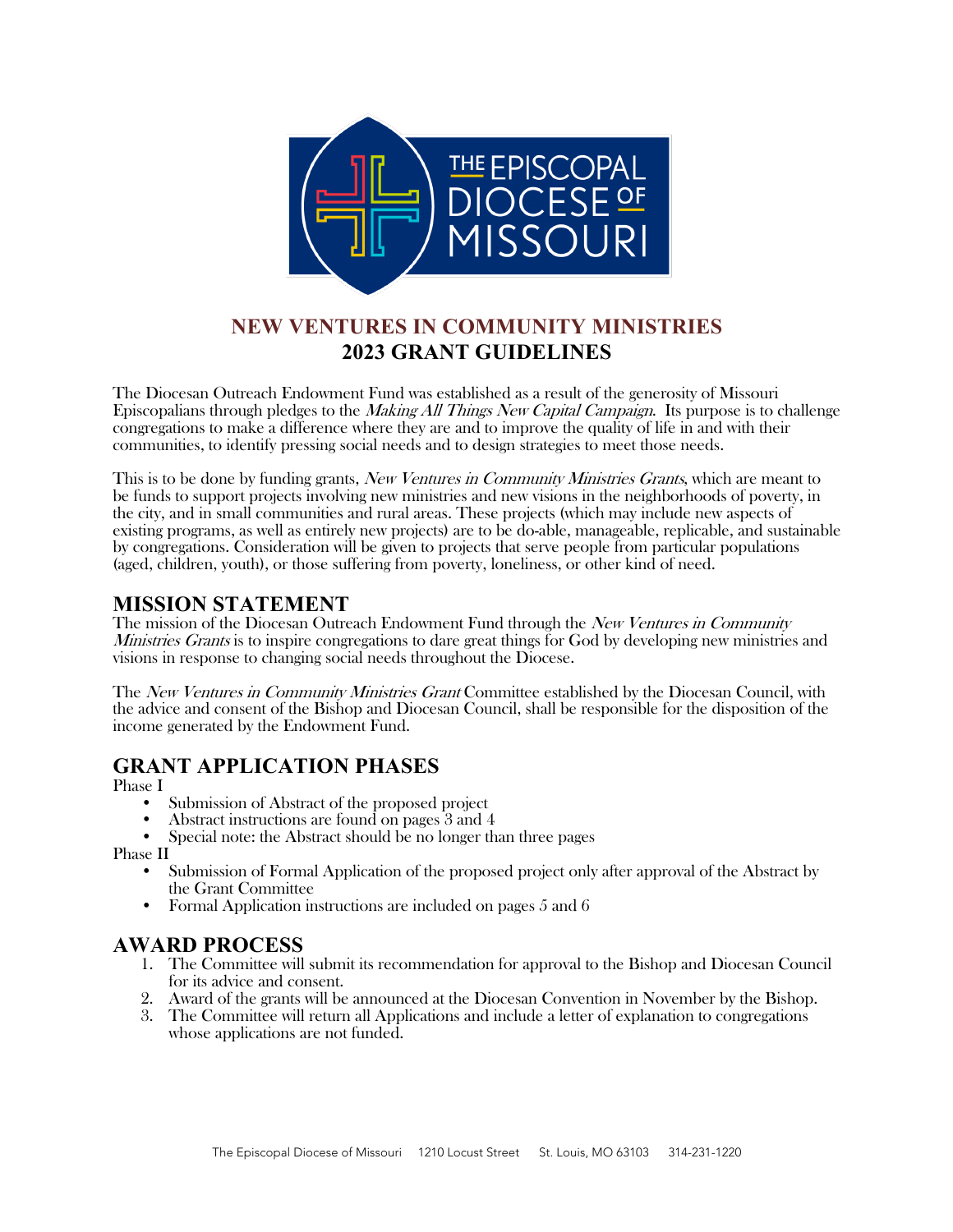# NEW VENTURES IN COMMUNITY MINISTRIES
## 2023 GRANT GUIDELINES

The Diocesan Outreach Endowment Fund was established as a result of the generosity of Missouri Episcopalians through pledges to the *Making All Things New Capital Campaign*. Its purpose is to challenge congregations to make a difference where they are and to improve the quality of life in and with their communities, to identify pressing social needs and to design strategies to meet those needs.

This is to be done by funding grants, *New Ventures in Community Ministries Grants*, which are meant to be funds to support projects involving new ministries and new visions in the neighborhoods of poverty, in the city, and in small communities and rural areas. These projects (which may include new aspects of existing programs, as well as entirely new projects) are to be do-able, manageable, replicable, and sustainable by congregations. Consideration will be given to projects that serve people from particular populations (aged, children, youth), or those suffering from poverty, loneliness, or other kind of need.

## MISSION STATEMENT

The mission of the Diocesan Outreach Endowment Fund through the *New Ventures in Community Ministries Grants* is to inspire congregations to dare great things for God by developing new ministries and visions in response to changing social needs throughout the Diocese.

The *New Ventures in Community Ministries Grant* Committee established by the Diocesan Council, with the advice and consent of the Bishop and Diocesan Council, shall be responsible for the disposition of the income generated by the Endowment Fund.

## GRANT APPLICATION PHASES

Phase I

- Submission of Abstract of the proposed project
- Abstract instructions are found on pages 3 and 4
- Special note: the Abstract should be no longer than three pages

Phase II

- Submission of Formal Application of the proposed project only after approval of the Abstract by the Grant Committee
- Formal Application instructions are included on pages 5 and 6

## AWARD PROCESS

1. The Committee will submit its recommendation for approval to the Bishop and Diocesan Council for its advice and consent.
2. Award of the grants will be announced at the Diocesan Convention in November by the Bishop.
3. The Committee will return all Applications and include a letter of explanation to congregations whose applications are not funded.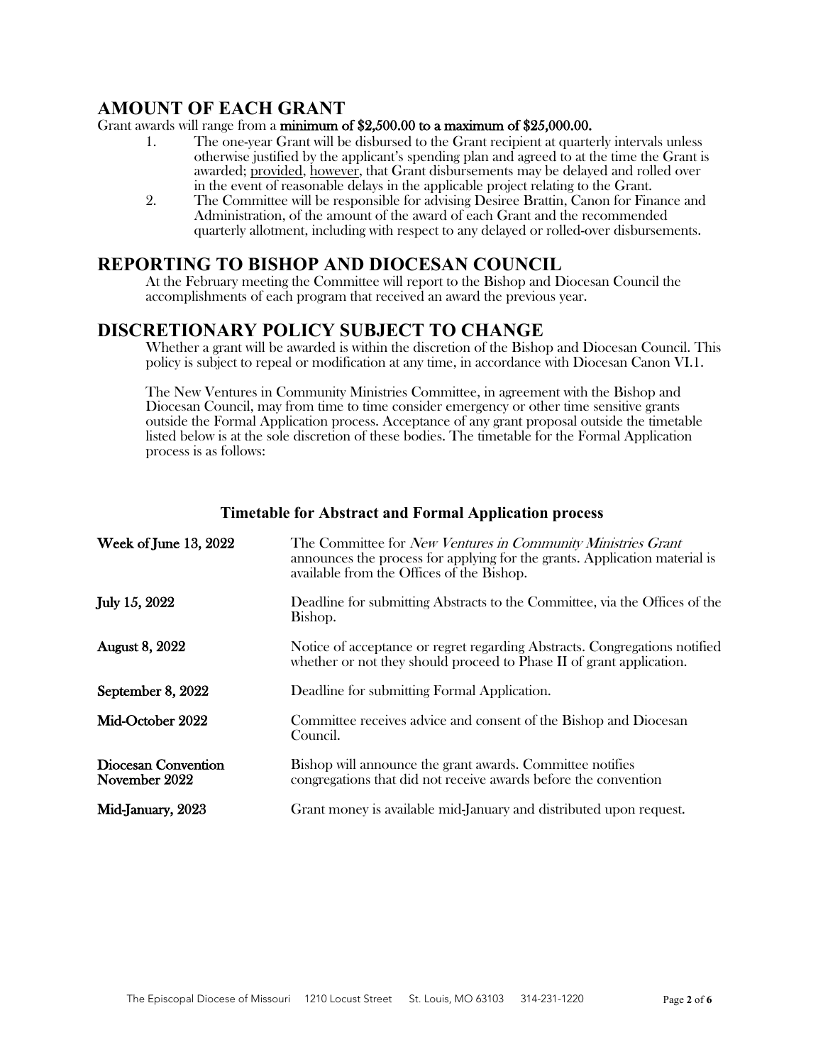## AMOUNT OF EACH GRANT

Grant awards will range from a **minimum of $2,500.00 to a maximum of $25,000.00.**

1. The one-year Grant will be disbursed to the Grant recipient at quarterly intervals unless otherwise justified by the applicant's spending plan and agreed to at the time the Grant is awarded; provided, however, that Grant disbursements may be delayed and rolled over in the event of reasonable delays in the applicable project relating to the Grant.
2. The Committee will be responsible for advising Desiree Brattin, Canon for Finance and Administration, of the amount of the award of each Grant and the recommended quarterly allotment, including with respect to any delayed or rolled-over disbursements.

## REPORTING TO BISHOP AND DIOCESAN COUNCIL

At the February meeting the Committee will report to the Bishop and Diocesan Council the accomplishments of each program that received an award the previous year.

## DISCRETIONARY POLICY SUBJECT TO CHANGE

Whether a grant will be awarded is within the discretion of the Bishop and Diocesan Council. This policy is subject to repeal or modification at any time, in accordance with Diocesan Canon VI.1.

The New Ventures in Community Ministries Committee, in agreement with the Bishop and Diocesan Council, may from time to time consider emergency or other time sensitive grants outside the Formal Application process. Acceptance of any grant proposal outside the timetable listed below is at the sole discretion of these bodies. The timetable for the Formal Application process is as follows:

### Timetable for Abstract and Formal Application process

| | |
|---|---|
| **Week of June 13, 2022** | The Committee for *New Ventures in Community Ministries Grant* announces the process for applying for the grants. Application material is available from the Offices of the Bishop. |
| **July 15, 2022** | Deadline for submitting Abstracts to the Committee, via the Offices of the Bishop. |
| **August 8, 2022** | Notice of acceptance or regret regarding Abstracts. Congregations notified whether or not they should proceed to Phase II of grant application. |
| **September 8, 2022** | Deadline for submitting Formal Application. |
| **Mid-October 2022** | Committee receives advice and consent of the Bishop and Diocesan Council. |
| **Diocesan Convention November 2022** | Bishop will announce the grant awards. Committee notifies congregations that did not receive awards before the convention |
| **Mid-January, 2023** | Grant money is available mid-January and distributed upon request. |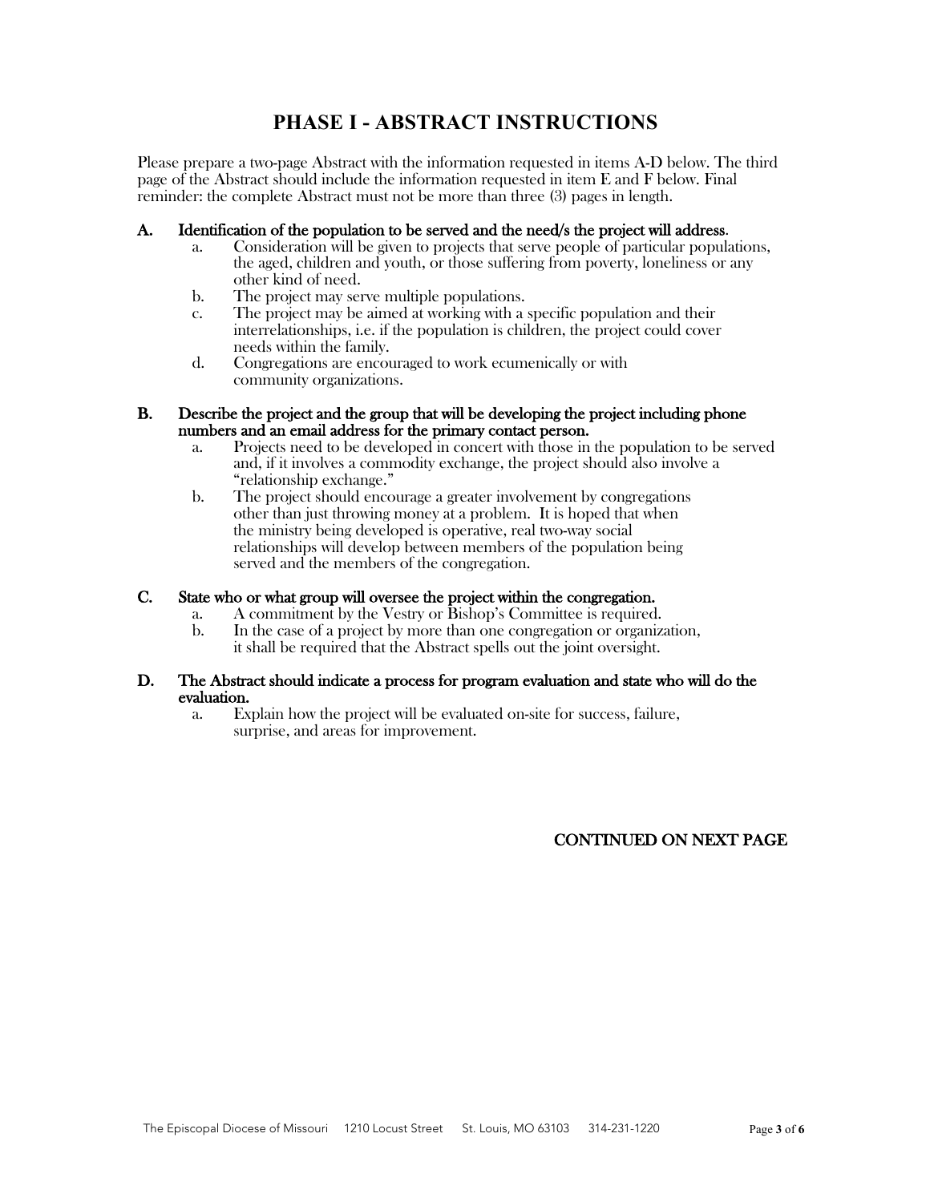# PHASE I - ABSTRACT INSTRUCTIONS

Please prepare a two-page Abstract with the information requested in items A-D below. The third page of the Abstract should include the information requested in item E and F below. Final reminder: the complete Abstract must not be more than three (3) pages in length.

**A. Identification of the population to be served and the need/s the project will address.**

a. Consideration will be given to projects that serve people of particular populations, the aged, children and youth, or those suffering from poverty, loneliness or any other kind of need.

b. The project may serve multiple populations.

c. The project may be aimed at working with a specific population and their interrelationships, i.e. if the population is children, the project could cover needs within the family.

d. Congregations are encouraged to work ecumenically or with community organizations.

**B. Describe the project and the group that will be developing the project including phone numbers and an email address for the primary contact person.**

a. Projects need to be developed in concert with those in the population to be served and, if it involves a commodity exchange, the project should also involve a "relationship exchange."

b. The project should encourage a greater involvement by congregations other than just throwing money at a problem. It is hoped that when the ministry being developed is operative, real two-way social relationships will develop between members of the population being served and the members of the congregation.

**C. State who or what group will oversee the project within the congregation.**

a. A commitment by the Vestry or Bishop's Committee is required.

b. In the case of a project by more than one congregation or organization, it shall be required that the Abstract spells out the joint oversight.

**D. The Abstract should indicate a process for program evaluation and state who will do the evaluation.**

a. Explain how the project will be evaluated on-site for success, failure, surprise, and areas for improvement.

**CONTINUED ON NEXT PAGE**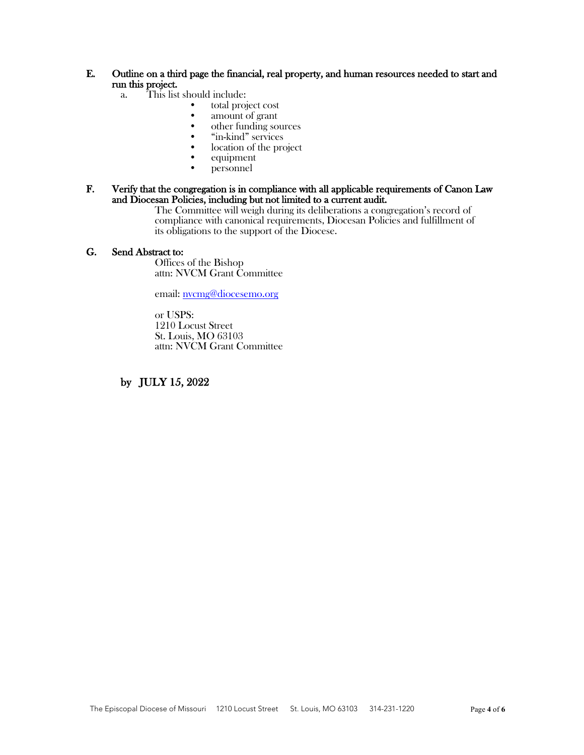**E. Outline on a third page the financial, real property, and human resources needed to start and run this project.**

a. This list should include:
   - total project cost
   - amount of grant
   - other funding sources
   - "in-kind" services
   - location of the project
   - equipment
   - personnel

**F. Verify that the congregation is in compliance with all applicable requirements of Canon Law and Diocesan Policies, including but not limited to a current audit.**

The Committee will weigh during its deliberations a congregation's record of compliance with canonical requirements, Diocesan Policies and fulfillment of its obligations to the support of the Diocese.

**G. Send Abstract to:**

Offices of the Bishop
attn: NVCM Grant Committee

email: nvcmg@diocesemo.org

or USPS:
1210 Locust Street
St. Louis, MO 63103
attn: NVCM Grant Committee

**by JULY 15, 2022**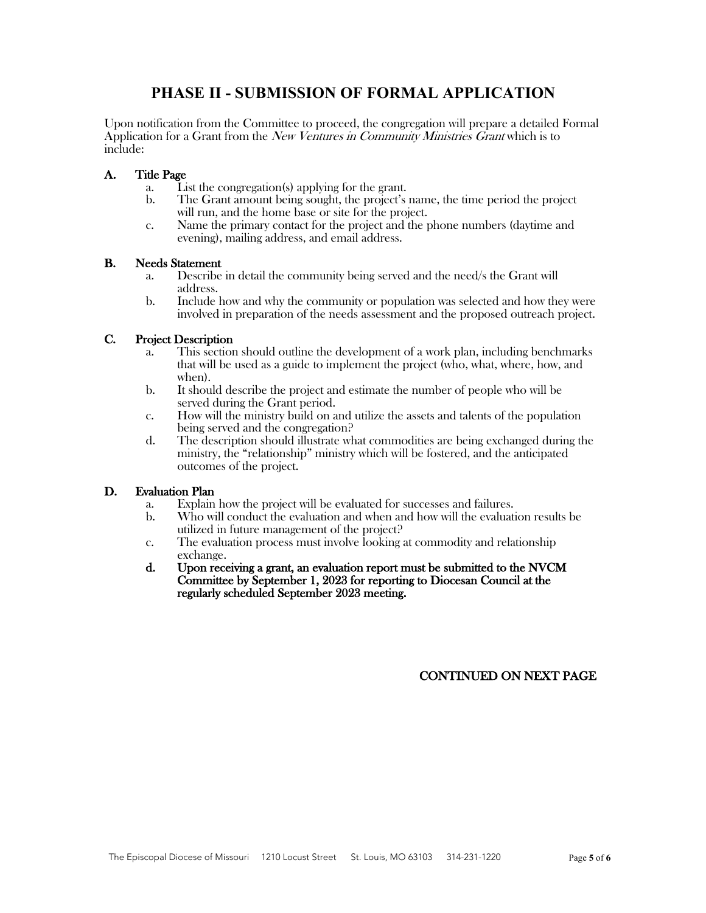# PHASE II - SUBMISSION OF FORMAL APPLICATION

Upon notification from the Committee to proceed, the congregation will prepare a detailed Formal Application for a Grant from the *New Ventures in Community Ministries Grant* which is to include:

**A. Title Page**

a. List the congregation(s) applying for the grant.

b. The Grant amount being sought, the project's name, the time period the project will run, and the home base or site for the project.

c. Name the primary contact for the project and the phone numbers (daytime and evening), mailing address, and email address.

**B. Needs Statement**

a. Describe in detail the community being served and the need/s the Grant will address.

b. Include how and why the community or population was selected and how they were involved in preparation of the needs assessment and the proposed outreach project.

**C. Project Description**

a. This section should outline the development of a work plan, including benchmarks that will be used as a guide to implement the project (who, what, where, how, and when).

b. It should describe the project and estimate the number of people who will be served during the Grant period.

c. How will the ministry build on and utilize the assets and talents of the population being served and the congregation?

d. The description should illustrate what commodities are being exchanged during the ministry, the "relationship" ministry which will be fostered, and the anticipated outcomes of the project.

**D. Evaluation Plan**

a. Explain how the project will be evaluated for successes and failures.

b. Who will conduct the evaluation and when and how will the evaluation results be utilized in future management of the project?

c. The evaluation process must involve looking at commodity and relationship exchange.

**d. Upon receiving a grant, an evaluation report must be submitted to the NVCM Committee by September 1, 2023 for reporting to Diocesan Council at the regularly scheduled September 2023 meeting.**

**CONTINUED ON NEXT PAGE**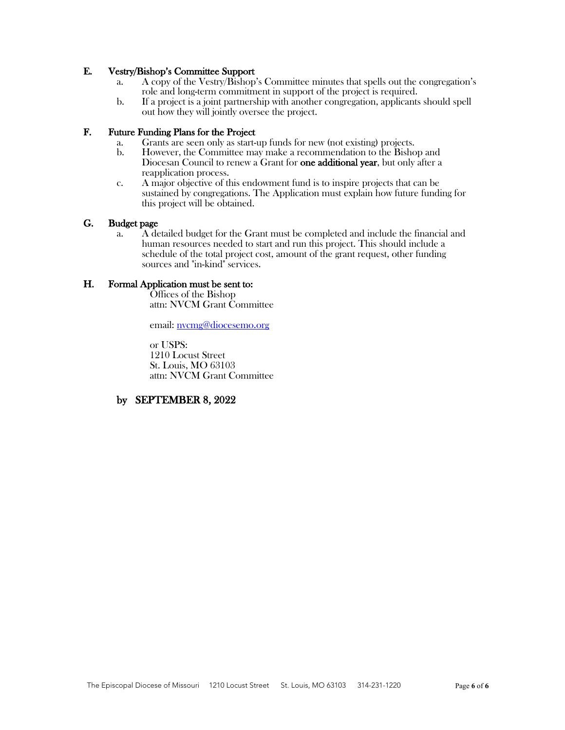### E. Vestry/Bishop's Committee Support

a. A copy of the Vestry/Bishop's Committee minutes that spells out the congregation's role and long-term commitment in support of the project is required.

b. If a project is a joint partnership with another congregation, applicants should spell out how they will jointly oversee the project.

### F. Future Funding Plans for the Project

a. Grants are seen only as start-up funds for new (not existing) projects.

b. However, the Committee may make a recommendation to the Bishop and Diocesan Council to renew a Grant for **one additional year**, but only after a reapplication process.

c. A major objective of this endowment fund is to inspire projects that can be sustained by congregations. The Application must explain how future funding for this project will be obtained.

### G. Budget page

a. A detailed budget for the Grant must be completed and include the financial and human resources needed to start and run this project. This should include a schedule of the total project cost, amount of the grant request, other funding sources and "in-kind" services.

### H. Formal Application must be sent to:

Offices of the Bishop
attn: NVCM Grant Committee

email: nvcmg@diocesemo.org

or USPS:
1210 Locust Street
St. Louis, MO 63103
attn: NVCM Grant Committee

## by SEPTEMBER 8, 2022

The Episcopal Diocese of Missouri 1210 Locust Street St. Louis, MO 63103 314-231-1220